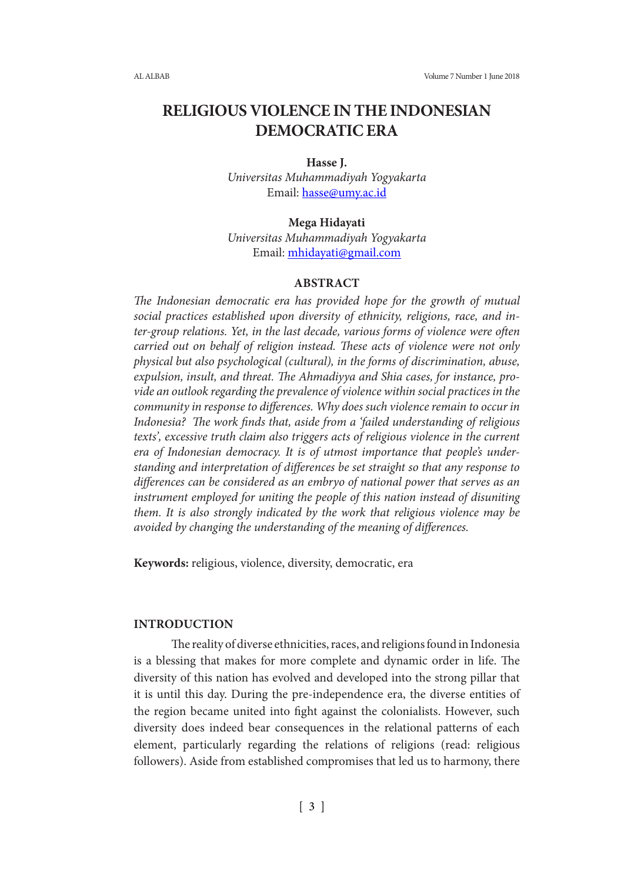# RELIGIOUS VIOLENCE IN THE INDONESIAN DEMOCRATIC ERA

**Hasse J.**
*Universitas Muhammadiyah Yogyakarta*
Email: hasse@umy.ac.id

**Mega Hidayati**
*Universitas Muhammadiyah Yogyakarta*
Email: mhidayati@gmail.com

## ABSTRACT

*The Indonesian democratic era has provided hope for the growth of mutual social practices established upon diversity of ethnicity, religions, race, and inter-group relations. Yet, in the last decade, various forms of violence were often carried out on behalf of religion instead. These acts of violence were not only physical but also psychological (cultural), in the forms of discrimination, abuse, expulsion, insult, and threat. The Ahmadiyya and Shia cases, for instance, provide an outlook regarding the prevalence of violence within social practices in the community in response to differences. Why does such violence remain to occur in Indonesia? The work finds that, aside from a 'failed understanding of religious texts', excessive truth claim also triggers acts of religious violence in the current era of Indonesian democracy. It is of utmost importance that people's understanding and interpretation of differences be set straight so that any response to differences can be considered as an embryo of national power that serves as an instrument employed for uniting the people of this nation instead of disuniting them. It is also strongly indicated by the work that religious violence may be avoided by changing the understanding of the meaning of differences.*

**Keywords:** religious, violence, diversity, democratic, era

## INTRODUCTION

The reality of diverse ethnicities, races, and religions found in Indonesia is a blessing that makes for more complete and dynamic order in life. The diversity of this nation has evolved and developed into the strong pillar that it is until this day. During the pre-independence era, the diverse entities of the region became united into fight against the colonialists. However, such diversity does indeed bear consequences in the relational patterns of each element, particularly regarding the relations of religions (read: religious followers). Aside from established compromises that led us to harmony, there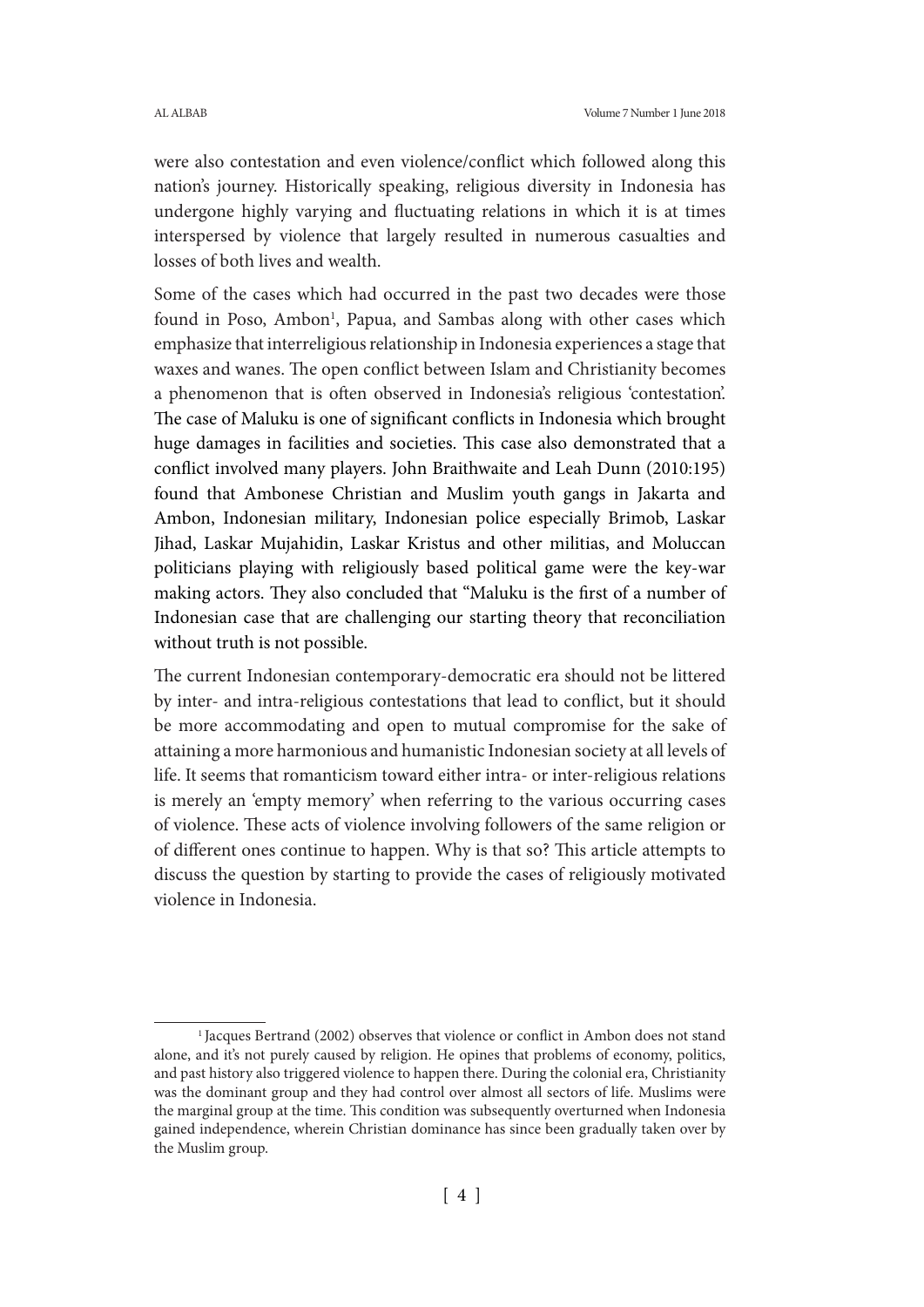were also contestation and even violence/conflict which followed along this nation's journey. Historically speaking, religious diversity in Indonesia has undergone highly varying and fluctuating relations in which it is at times interspersed by violence that largely resulted in numerous casualties and losses of both lives and wealth.

Some of the cases which had occurred in the past two decades were those found in Poso, Ambon[1], Papua, and Sambas along with other cases which emphasize that interreligious relationship in Indonesia experiences a stage that waxes and wanes. The open conflict between Islam and Christianity becomes a phenomenon that is often observed in Indonesia's religious 'contestation'. The case of Maluku is one of significant conflicts in Indonesia which brought huge damages in facilities and societies. This case also demonstrated that a conflict involved many players. John Braithwaite and Leah Dunn (2010:195) found that Ambonese Christian and Muslim youth gangs in Jakarta and Ambon, Indonesian military, Indonesian police especially Brimob, Laskar Jihad, Laskar Mujahidin, Laskar Kristus and other militias, and Moluccan politicians playing with religiously based political game were the key-war making actors. They also concluded that "Maluku is the first of a number of Indonesian case that are challenging our starting theory that reconciliation without truth is not possible.

The current Indonesian contemporary-democratic era should not be littered by inter- and intra-religious contestations that lead to conflict, but it should be more accommodating and open to mutual compromise for the sake of attaining a more harmonious and humanistic Indonesian society at all levels of life. It seems that romanticism toward either intra- or inter-religious relations is merely an 'empty memory' when referring to the various occurring cases of violence. These acts of violence involving followers of the same religion or of different ones continue to happen. Why is that so? This article attempts to discuss the question by starting to provide the cases of religiously motivated violence in Indonesia.

---

[1] Jacques Bertrand (2002) observes that violence or conflict in Ambon does not stand alone, and it's not purely caused by religion. He opines that problems of economy, politics, and past history also triggered violence to happen there. During the colonial era, Christianity was the dominant group and they had control over almost all sectors of life. Muslims were the marginal group at the time. This condition was subsequently overturned when Indonesia gained independence, wherein Christian dominance has since been gradually taken over by the Muslim group.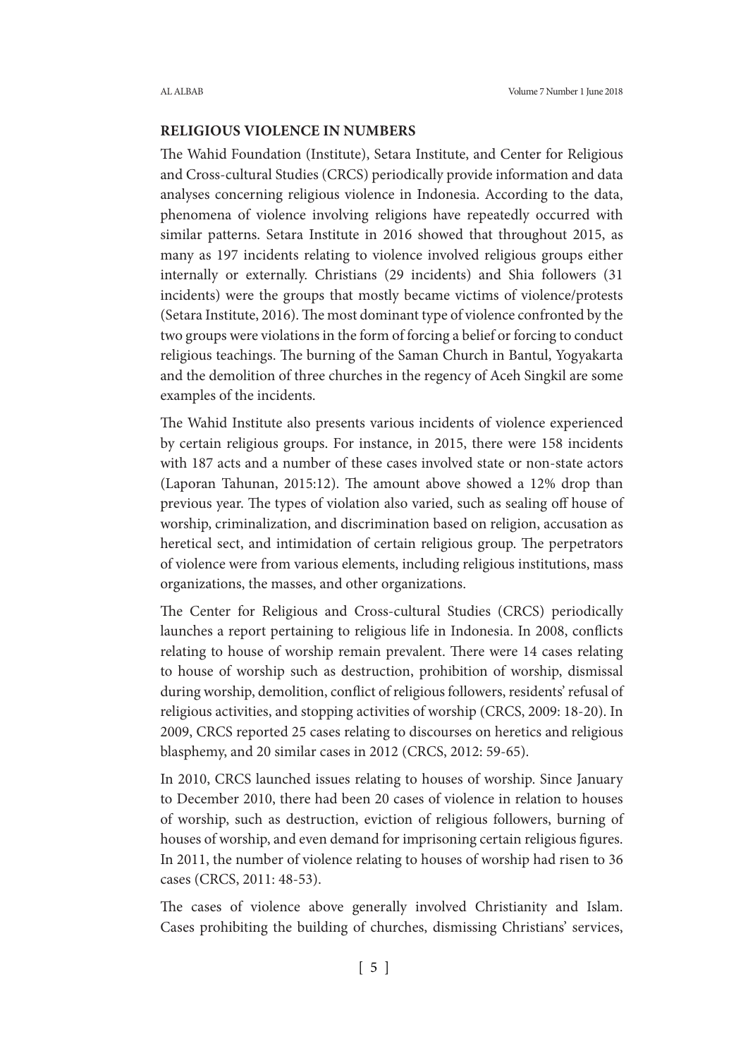## RELIGIOUS VIOLENCE IN NUMBERS

The Wahid Foundation (Institute), Setara Institute, and Center for Religious and Cross-cultural Studies (CRCS) periodically provide information and data analyses concerning religious violence in Indonesia. According to the data, phenomena of violence involving religions have repeatedly occurred with similar patterns. Setara Institute in 2016 showed that throughout 2015, as many as 197 incidents relating to violence involved religious groups either internally or externally. Christians (29 incidents) and Shia followers (31 incidents) were the groups that mostly became victims of violence/protests (Setara Institute, 2016). The most dominant type of violence confronted by the two groups were violations in the form of forcing a belief or forcing to conduct religious teachings. The burning of the Saman Church in Bantul, Yogyakarta and the demolition of three churches in the regency of Aceh Singkil are some examples of the incidents.

The Wahid Institute also presents various incidents of violence experienced by certain religious groups. For instance, in 2015, there were 158 incidents with 187 acts and a number of these cases involved state or non-state actors (Laporan Tahunan, 2015:12). The amount above showed a 12% drop than previous year. The types of violation also varied, such as sealing off house of worship, criminalization, and discrimination based on religion, accusation as heretical sect, and intimidation of certain religious group. The perpetrators of violence were from various elements, including religious institutions, mass organizations, the masses, and other organizations.

The Center for Religious and Cross-cultural Studies (CRCS) periodically launches a report pertaining to religious life in Indonesia. In 2008, conflicts relating to house of worship remain prevalent. There were 14 cases relating to house of worship such as destruction, prohibition of worship, dismissal during worship, demolition, conflict of religious followers, residents' refusal of religious activities, and stopping activities of worship (CRCS, 2009: 18-20). In 2009, CRCS reported 25 cases relating to discourses on heretics and religious blasphemy, and 20 similar cases in 2012 (CRCS, 2012: 59-65).

In 2010, CRCS launched issues relating to houses of worship. Since January to December 2010, there had been 20 cases of violence in relation to houses of worship, such as destruction, eviction of religious followers, burning of houses of worship, and even demand for imprisoning certain religious figures. In 2011, the number of violence relating to houses of worship had risen to 36 cases (CRCS, 2011: 48-53).

The cases of violence above generally involved Christianity and Islam. Cases prohibiting the building of churches, dismissing Christians' services,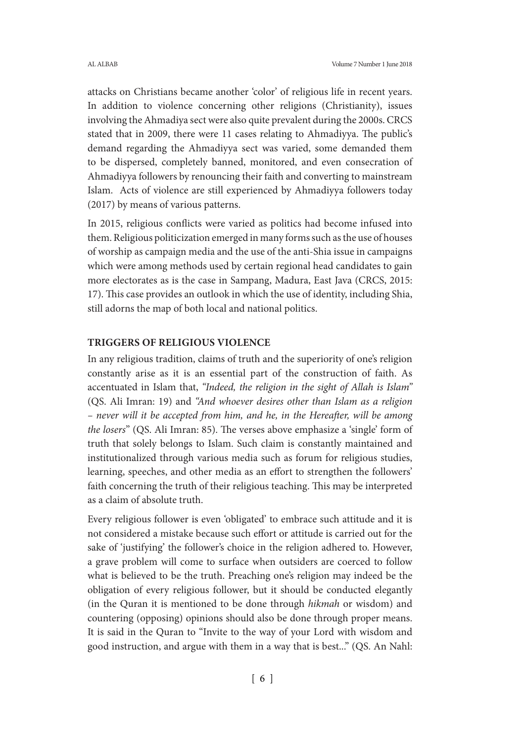attacks on Christians became another 'color' of religious life in recent years. In addition to violence concerning other religions (Christianity), issues involving the Ahmadiya sect were also quite prevalent during the 2000s. CRCS stated that in 2009, there were 11 cases relating to Ahmadiyya. The public's demand regarding the Ahmadiyya sect was varied, some demanded them to be dispersed, completely banned, monitored, and even consecration of Ahmadiyya followers by renouncing their faith and converting to mainstream Islam. Acts of violence are still experienced by Ahmadiyya followers today (2017) by means of various patterns.

In 2015, religious conflicts were varied as politics had become infused into them. Religious politicization emerged in many forms such as the use of houses of worship as campaign media and the use of the anti-Shia issue in campaigns which were among methods used by certain regional head candidates to gain more electorates as is the case in Sampang, Madura, East Java (CRCS, 2015: 17). This case provides an outlook in which the use of identity, including Shia, still adorns the map of both local and national politics.

## TRIGGERS OF RELIGIOUS VIOLENCE

In any religious tradition, claims of truth and the superiority of one's religion constantly arise as it is an essential part of the construction of faith. As accentuated in Islam that, *"Indeed, the religion in the sight of Allah is Islam"* (QS. Ali Imran: 19) and *"And whoever desires other than Islam as a religion – never will it be accepted from him, and he, in the Hereafter, will be among the losers"* (QS. Ali Imran: 85). The verses above emphasize a 'single' form of truth that solely belongs to Islam. Such claim is constantly maintained and institutionalized through various media such as forum for religious studies, learning, speeches, and other media as an effort to strengthen the followers' faith concerning the truth of their religious teaching. This may be interpreted as a claim of absolute truth.

Every religious follower is even 'obligated' to embrace such attitude and it is not considered a mistake because such effort or attitude is carried out for the sake of 'justifying' the follower's choice in the religion adhered to. However, a grave problem will come to surface when outsiders are coerced to follow what is believed to be the truth. Preaching one's religion may indeed be the obligation of every religious follower, but it should be conducted elegantly (in the Quran it is mentioned to be done through *hikmah* or wisdom) and countering (opposing) opinions should also be done through proper means. It is said in the Quran to "Invite to the way of your Lord with wisdom and good instruction, and argue with them in a way that is best..." (QS. An Nahl: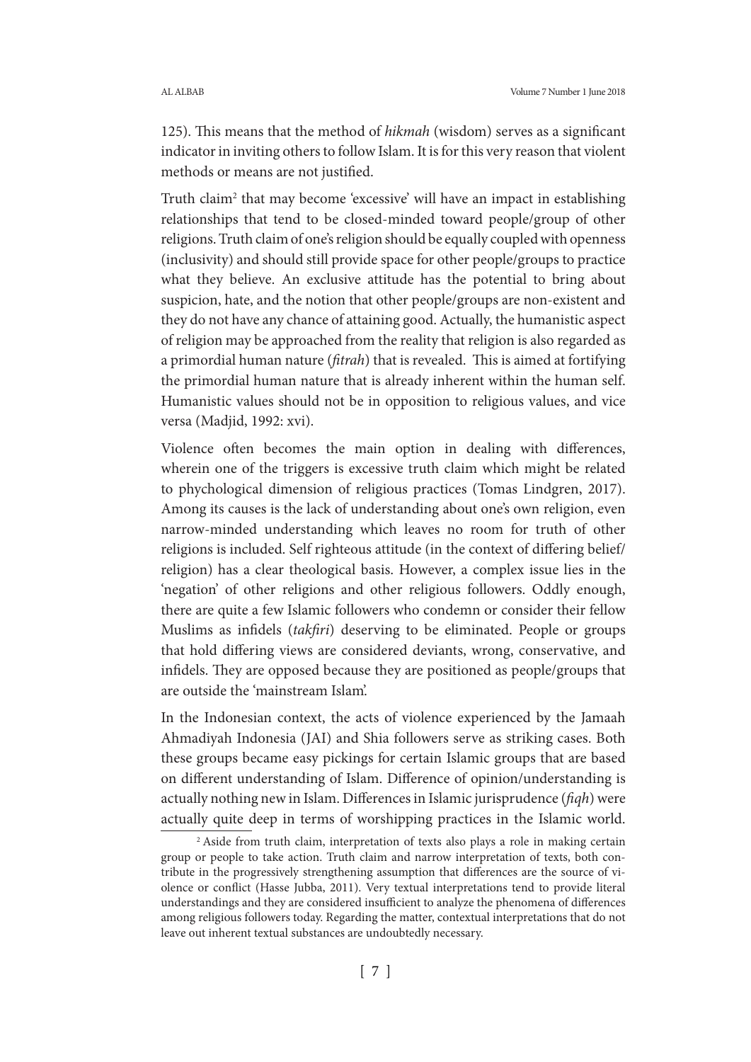125). This means that the method of *hikmah* (wisdom) serves as a significant indicator in inviting others to follow Islam. It is for this very reason that violent methods or means are not justified.

Truth claim[2] that may become 'excessive' will have an impact in establishing relationships that tend to be closed-minded toward people/group of other religions. Truth claim of one's religion should be equally coupled with openness (inclusivity) and should still provide space for other people/groups to practice what they believe. An exclusive attitude has the potential to bring about suspicion, hate, and the notion that other people/groups are non-existent and they do not have any chance of attaining good. Actually, the humanistic aspect of religion may be approached from the reality that religion is also regarded as a primordial human nature (*fitrah*) that is revealed. This is aimed at fortifying the primordial human nature that is already inherent within the human self. Humanistic values should not be in opposition to religious values, and vice versa (Madjid, 1992: xvi).

Violence often becomes the main option in dealing with differences, wherein one of the triggers is excessive truth claim which might be related to phychological dimension of religious practices (Tomas Lindgren, 2017). Among its causes is the lack of understanding about one's own religion, even narrow-minded understanding which leaves no room for truth of other religions is included. Self righteous attitude (in the context of differing belief/ religion) has a clear theological basis. However, a complex issue lies in the 'negation' of other religions and other religious followers. Oddly enough, there are quite a few Islamic followers who condemn or consider their fellow Muslims as infidels (*takfiri*) deserving to be eliminated. People or groups that hold differing views are considered deviants, wrong, conservative, and infidels. They are opposed because they are positioned as people/groups that are outside the 'mainstream Islam'.

In the Indonesian context, the acts of violence experienced by the Jamaah Ahmadiyah Indonesia (JAI) and Shia followers serve as striking cases. Both these groups became easy pickings for certain Islamic groups that are based on different understanding of Islam. Difference of opinion/understanding is actually nothing new in Islam. Differences in Islamic jurisprudence (*fiqh*) were actually quite deep in terms of worshipping practices in the Islamic world.

---

[2] Aside from truth claim, interpretation of texts also plays a role in making certain group or people to take action. Truth claim and narrow interpretation of texts, both contribute in the progressively strengthening assumption that differences are the source of violence or conflict (Hasse Jubba, 2011). Very textual interpretations tend to provide literal understandings and they are considered insufficient to analyze the phenomena of differences among religious followers today. Regarding the matter, contextual interpretations that do not leave out inherent textual substances are undoubtedly necessary.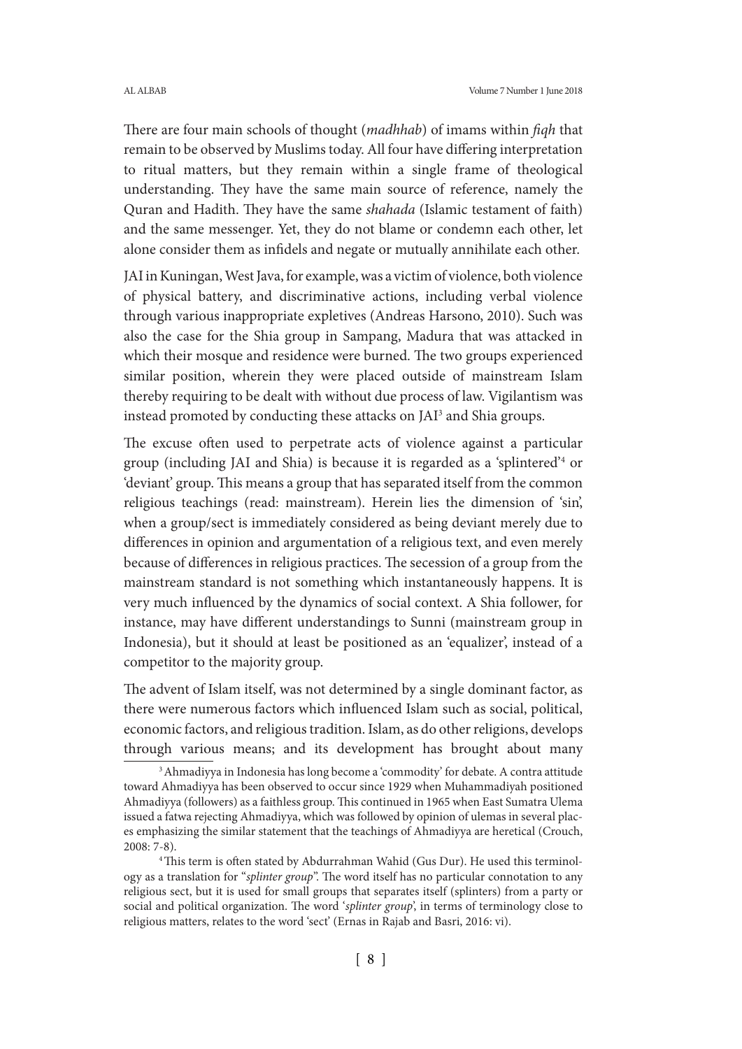There are four main schools of thought (*madhhab*) of imams within *fiqh* that remain to be observed by Muslims today. All four have differing interpretation to ritual matters, but they remain within a single frame of theological understanding. They have the same main source of reference, namely the Quran and Hadith. They have the same *shahada* (Islamic testament of faith) and the same messenger. Yet, they do not blame or condemn each other, let alone consider them as infidels and negate or mutually annihilate each other.

JAI in Kuningan, West Java, for example, was a victim of violence, both violence of physical battery, and discriminative actions, including verbal violence through various inappropriate expletives (Andreas Harsono, 2010). Such was also the case for the Shia group in Sampang, Madura that was attacked in which their mosque and residence were burned. The two groups experienced similar position, wherein they were placed outside of mainstream Islam thereby requiring to be dealt with without due process of law. Vigilantism was instead promoted by conducting these attacks on JAI[3] and Shia groups.

The excuse often used to perpetrate acts of violence against a particular group (including JAI and Shia) is because it is regarded as a 'splintered'[4] or 'deviant' group. This means a group that has separated itself from the common religious teachings (read: mainstream). Herein lies the dimension of 'sin', when a group/sect is immediately considered as being deviant merely due to differences in opinion and argumentation of a religious text, and even merely because of differences in religious practices. The secession of a group from the mainstream standard is not something which instantaneously happens. It is very much influenced by the dynamics of social context. A Shia follower, for instance, may have different understandings to Sunni (mainstream group in Indonesia), but it should at least be positioned as an 'equalizer', instead of a competitor to the majority group.

The advent of Islam itself, was not determined by a single dominant factor, as there were numerous factors which influenced Islam such as social, political, economic factors, and religious tradition. Islam, as do other religions, develops through various means; and its development has brought about many

[3] Ahmadiyya in Indonesia has long become a 'commodity' for debate. A contra attitude toward Ahmadiyya has been observed to occur since 1929 when Muhammadiyah positioned Ahmadiyya (followers) as a faithless group. This continued in 1965 when East Sumatra Ulema issued a fatwa rejecting Ahmadiyya, which was followed by opinion of ulemas in several places emphasizing the similar statement that the teachings of Ahmadiyya are heretical (Crouch, 2008: 7-8).

[4] This term is often stated by Abdurrahman Wahid (Gus Dur). He used this terminology as a translation for "*splinter group*". The word itself has no particular connotation to any religious sect, but it is used for small groups that separates itself (splinters) from a party or social and political organization. The word '*splinter group*', in terms of terminology close to religious matters, relates to the word 'sect' (Ernas in Rajab and Basri, 2016: vi).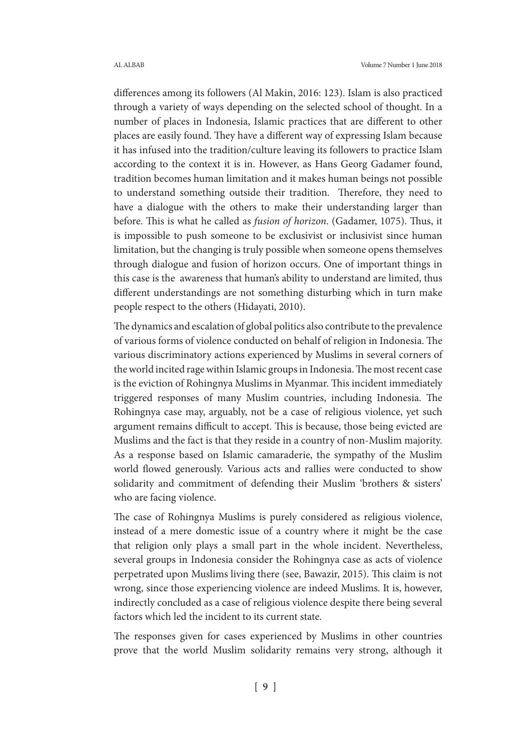differences among its followers (Al Makin, 2016: 123). Islam is also practiced through a variety of ways depending on the selected school of thought. In a number of places in Indonesia, Islamic practices that are different to other places are easily found. They have a different way of expressing Islam because it has infused into the tradition/culture leaving its followers to practice Islam according to the context it is in. However, as Hans Georg Gadamer found, tradition becomes human limitation and it makes human beings not possible to understand something outside their tradition. Therefore, they need to have a dialogue with the others to make their understanding larger than before. This is what he called as *fusion of horizon*. (Gadamer, 1075). Thus, it is impossible to push someone to be exclusivist or inclusivist since human limitation, but the changing is truly possible when someone opens themselves through dialogue and fusion of horizon occurs. One of important things in this case is the awareness that human's ability to understand are limited, thus different understandings are not something disturbing which in turn make people respect to the others (Hidayati, 2010).

The dynamics and escalation of global politics also contribute to the prevalence of various forms of violence conducted on behalf of religion in Indonesia. The various discriminatory actions experienced by Muslims in several corners of the world incited rage within Islamic groups in Indonesia. The most recent case is the eviction of Rohingnya Muslims in Myanmar. This incident immediately triggered responses of many Muslim countries, including Indonesia. The Rohingnya case may, arguably, not be a case of religious violence, yet such argument remains difficult to accept. This is because, those being evicted are Muslims and the fact is that they reside in a country of non-Muslim majority. As a response based on Islamic camaraderie, the sympathy of the Muslim world flowed generously. Various acts and rallies were conducted to show solidarity and commitment of defending their Muslim 'brothers & sisters' who are facing violence.

The case of Rohingnya Muslims is purely considered as religious violence, instead of a mere domestic issue of a country where it might be the case that religion only plays a small part in the whole incident. Nevertheless, several groups in Indonesia consider the Rohingnya case as acts of violence perpetrated upon Muslims living there (see, Bawazir, 2015). This claim is not wrong, since those experiencing violence are indeed Muslims. It is, however, indirectly concluded as a case of religious violence despite there being several factors which led the incident to its current state.

The responses given for cases experienced by Muslims in other countries prove that the world Muslim solidarity remains very strong, although it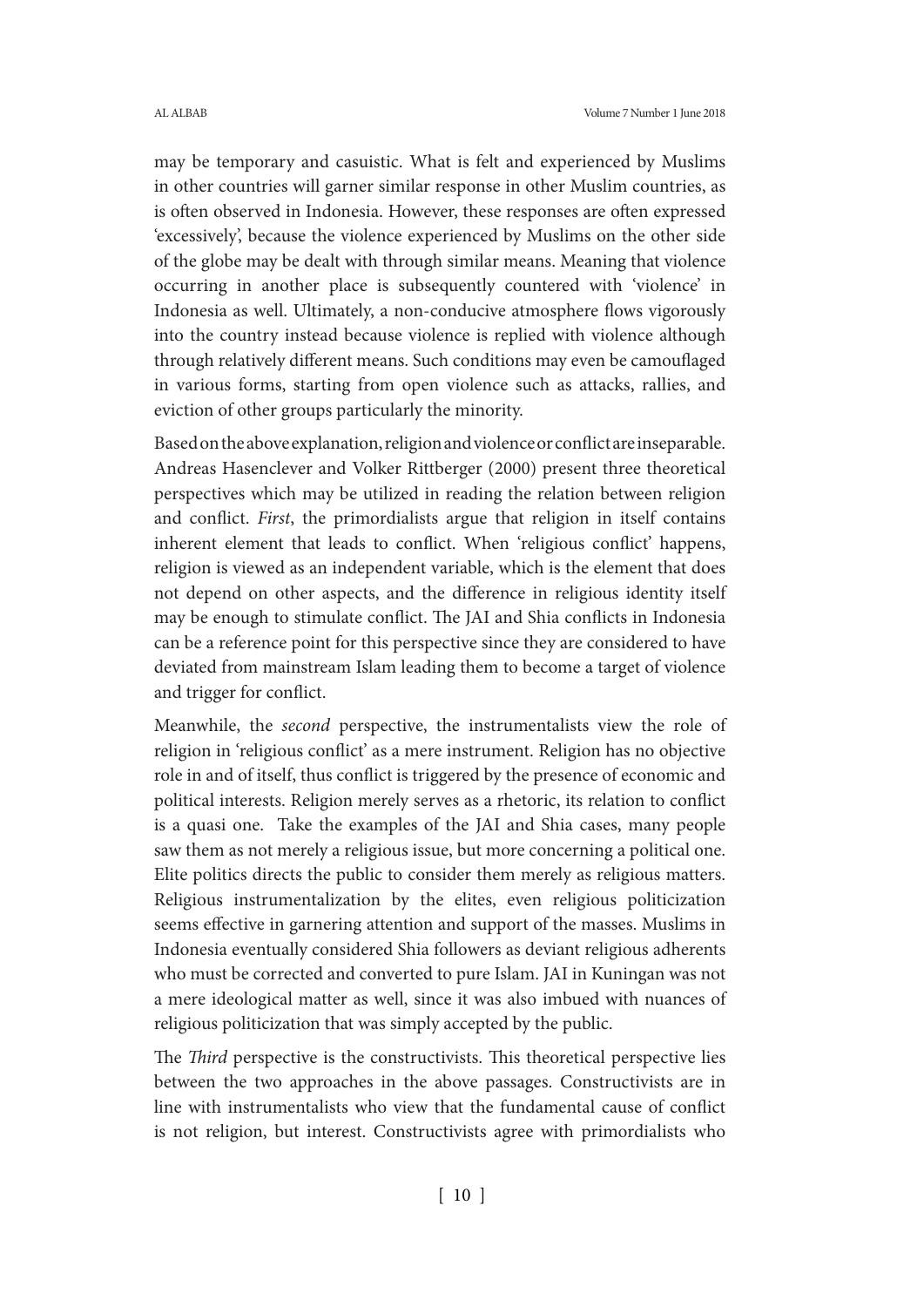may be temporary and casuistic. What is felt and experienced by Muslims in other countries will garner similar response in other Muslim countries, as is often observed in Indonesia. However, these responses are often expressed 'excessively', because the violence experienced by Muslims on the other side of the globe may be dealt with through similar means. Meaning that violence occurring in another place is subsequently countered with 'violence' in Indonesia as well. Ultimately, a non-conducive atmosphere flows vigorously into the country instead because violence is replied with violence although through relatively different means. Such conditions may even be camouflaged in various forms, starting from open violence such as attacks, rallies, and eviction of other groups particularly the minority.

Based on the above explanation, religion and violence or conflict are inseparable. Andreas Hasenclever and Volker Rittberger (2000) present three theoretical perspectives which may be utilized in reading the relation between religion and conflict. *First*, the primordialists argue that religion in itself contains inherent element that leads to conflict. When 'religious conflict' happens, religion is viewed as an independent variable, which is the element that does not depend on other aspects, and the difference in religious identity itself may be enough to stimulate conflict. The JAI and Shia conflicts in Indonesia can be a reference point for this perspective since they are considered to have deviated from mainstream Islam leading them to become a target of violence and trigger for conflict.

Meanwhile, the *second* perspective, the instrumentalists view the role of religion in 'religious conflict' as a mere instrument. Religion has no objective role in and of itself, thus conflict is triggered by the presence of economic and political interests. Religion merely serves as a rhetoric, its relation to conflict is a quasi one. Take the examples of the JAI and Shia cases, many people saw them as not merely a religious issue, but more concerning a political one. Elite politics directs the public to consider them merely as religious matters. Religious instrumentalization by the elites, even religious politicization seems effective in garnering attention and support of the masses. Muslims in Indonesia eventually considered Shia followers as deviant religious adherents who must be corrected and converted to pure Islam. JAI in Kuningan was not a mere ideological matter as well, since it was also imbued with nuances of religious politicization that was simply accepted by the public.

The *Third* perspective is the constructivists. This theoretical perspective lies between the two approaches in the above passages. Constructivists are in line with instrumentalists who view that the fundamental cause of conflict is not religion, but interest. Constructivists agree with primordialists who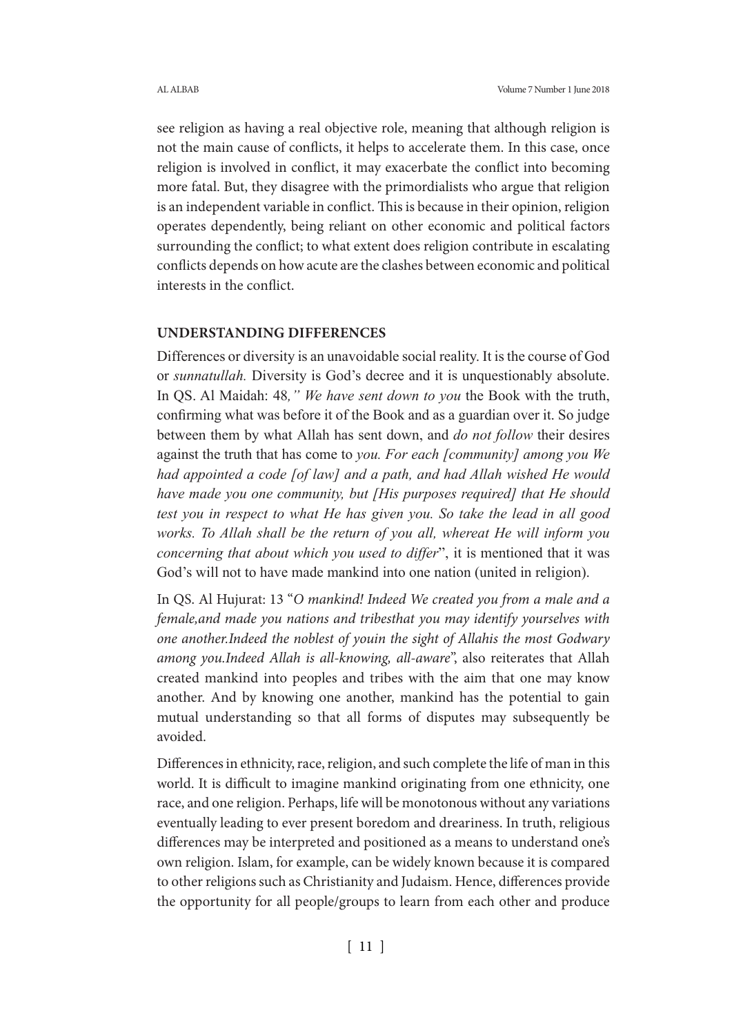see religion as having a real objective role, meaning that although religion is not the main cause of conflicts, it helps to accelerate them. In this case, once religion is involved in conflict, it may exacerbate the conflict into becoming more fatal. But, they disagree with the primordialists who argue that religion is an independent variable in conflict. This is because in their opinion, religion operates dependently, being reliant on other economic and political factors surrounding the conflict; to what extent does religion contribute in escalating conflicts depends on how acute are the clashes between economic and political interests in the conflict.

**UNDERSTANDING DIFFERENCES**

Differences or diversity is an unavoidable social reality. It is the course of God or *sunnatullah.* Diversity is God's decree and it is unquestionably absolute. In QS. Al Maidah: 48*," We have sent down to you* the Book with the truth, confirming what was before it of the Book and as a guardian over it. So judge between them by what Allah has sent down, and *do not follow* their desires against the truth that has come to *you. For each [community] among you We had appointed a code [of law] and a path, and had Allah wished He would have made you one community, but [His purposes required] that He should test you in respect to what He has given you. So take the lead in all good works. To Allah shall be the return of you all, whereat He will inform you concerning that about which you used to differ*", it is mentioned that it was God's will not to have made mankind into one nation (united in religion).

In QS. Al Hujurat: 13 "*O mankind! Indeed We created you from a male and a female,and made you nations and tribesthat you may identify yourselves with one another.Indeed the noblest of youin the sight of Allahis the most Godwary among you.Indeed Allah is all-knowing, all-aware*", also reiterates that Allah created mankind into peoples and tribes with the aim that one may know another. And by knowing one another, mankind has the potential to gain mutual understanding so that all forms of disputes may subsequently be avoided.

Differences in ethnicity, race, religion, and such complete the life of man in this world. It is difficult to imagine mankind originating from one ethnicity, one race, and one religion. Perhaps, life will be monotonous without any variations eventually leading to ever present boredom and dreariness. In truth, religious differences may be interpreted and positioned as a means to understand one's own religion. Islam, for example, can be widely known because it is compared to other religions such as Christianity and Judaism. Hence, differences provide the opportunity for all people/groups to learn from each other and produce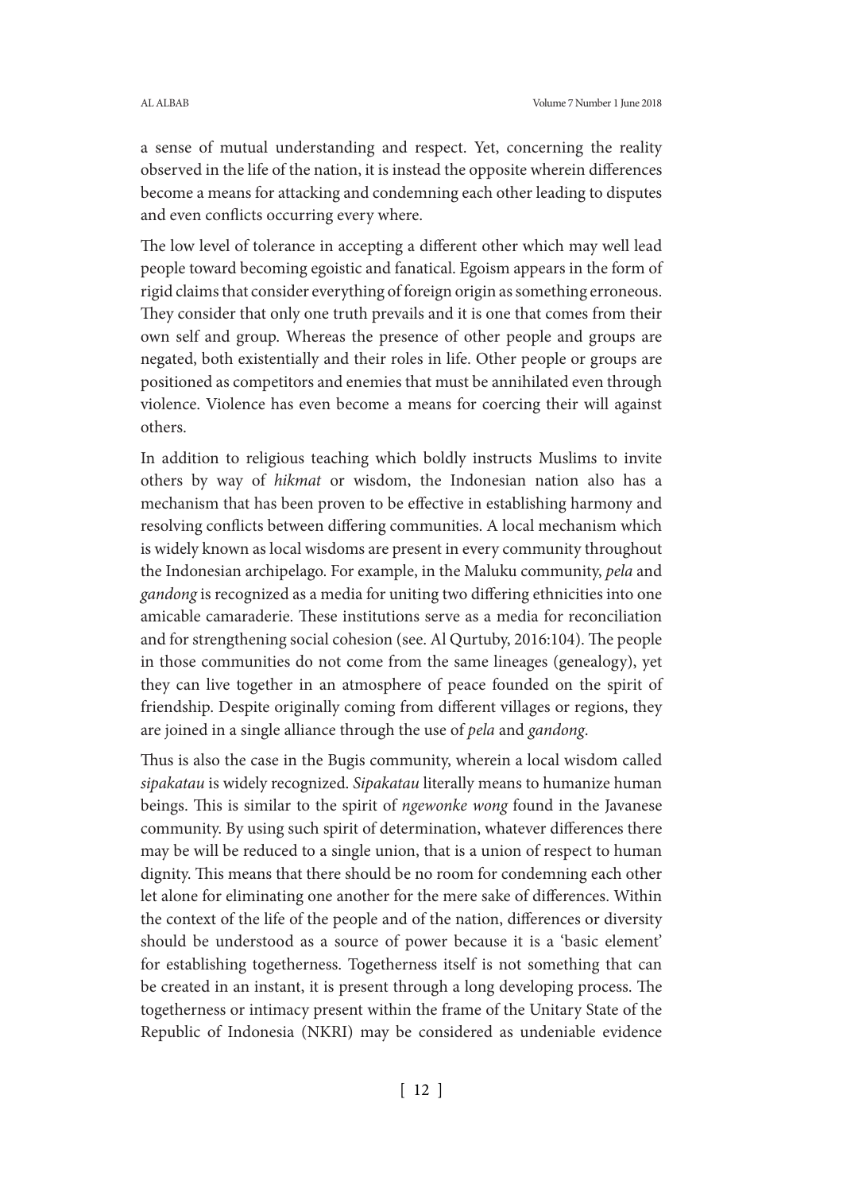a sense of mutual understanding and respect. Yet, concerning the reality observed in the life of the nation, it is instead the opposite wherein differences become a means for attacking and condemning each other leading to disputes and even conflicts occurring every where.

The low level of tolerance in accepting a different other which may well lead people toward becoming egoistic and fanatical. Egoism appears in the form of rigid claims that consider everything of foreign origin as something erroneous. They consider that only one truth prevails and it is one that comes from their own self and group. Whereas the presence of other people and groups are negated, both existentially and their roles in life. Other people or groups are positioned as competitors and enemies that must be annihilated even through violence. Violence has even become a means for coercing their will against others.

In addition to religious teaching which boldly instructs Muslims to invite others by way of *hikmat* or wisdom, the Indonesian nation also has a mechanism that has been proven to be effective in establishing harmony and resolving conflicts between differing communities. A local mechanism which is widely known as local wisdoms are present in every community throughout the Indonesian archipelago. For example, in the Maluku community, *pela* and *gandong* is recognized as a media for uniting two differing ethnicities into one amicable camaraderie. These institutions serve as a media for reconciliation and for strengthening social cohesion (see. Al Qurtuby, 2016:104). The people in those communities do not come from the same lineages (genealogy), yet they can live together in an atmosphere of peace founded on the spirit of friendship. Despite originally coming from different villages or regions, they are joined in a single alliance through the use of *pela* and *gandong*.

Thus is also the case in the Bugis community, wherein a local wisdom called *sipakatau* is widely recognized. *Sipakatau* literally means to humanize human beings. This is similar to the spirit of *ngewonke wong* found in the Javanese community. By using such spirit of determination, whatever differences there may be will be reduced to a single union, that is a union of respect to human dignity. This means that there should be no room for condemning each other let alone for eliminating one another for the mere sake of differences. Within the context of the life of the people and of the nation, differences or diversity should be understood as a source of power because it is a 'basic element' for establishing togetherness. Togetherness itself is not something that can be created in an instant, it is present through a long developing process. The togetherness or intimacy present within the frame of the Unitary State of the Republic of Indonesia (NKRI) may be considered as undeniable evidence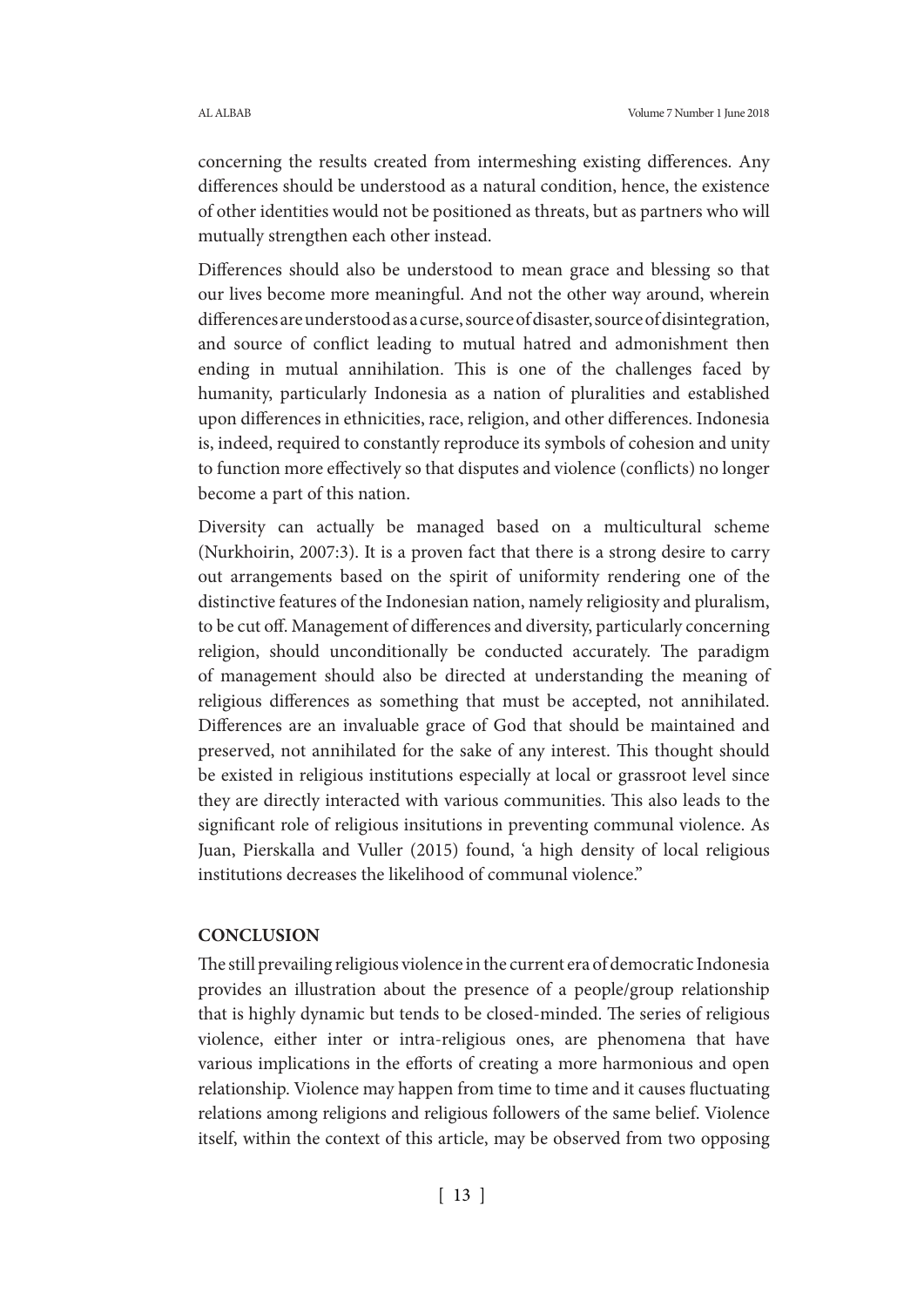concerning the results created from intermeshing existing differences. Any differences should be understood as a natural condition, hence, the existence of other identities would not be positioned as threats, but as partners who will mutually strengthen each other instead.

Differences should also be understood to mean grace and blessing so that our lives become more meaningful. And not the other way around, wherein differences are understood as a curse, source of disaster, source of disintegration, and source of conflict leading to mutual hatred and admonishment then ending in mutual annihilation. This is one of the challenges faced by humanity, particularly Indonesia as a nation of pluralities and established upon differences in ethnicities, race, religion, and other differences. Indonesia is, indeed, required to constantly reproduce its symbols of cohesion and unity to function more effectively so that disputes and violence (conflicts) no longer become a part of this nation.

Diversity can actually be managed based on a multicultural scheme (Nurkhoirin, 2007:3). It is a proven fact that there is a strong desire to carry out arrangements based on the spirit of uniformity rendering one of the distinctive features of the Indonesian nation, namely religiosity and pluralism, to be cut off. Management of differences and diversity, particularly concerning religion, should unconditionally be conducted accurately. The paradigm of management should also be directed at understanding the meaning of religious differences as something that must be accepted, not annihilated. Differences are an invaluable grace of God that should be maintained and preserved, not annihilated for the sake of any interest. This thought should be existed in religious institutions especially at local or grassroot level since they are directly interacted with various communities. This also leads to the significant role of religious insitutions in preventing communal violence. As Juan, Pierskalla and Vuller (2015) found, 'a high density of local religious institutions decreases the likelihood of communal violence."

## CONCLUSION

The still prevailing religious violence in the current era of democratic Indonesia provides an illustration about the presence of a people/group relationship that is highly dynamic but tends to be closed-minded. The series of religious violence, either inter or intra-religious ones, are phenomena that have various implications in the efforts of creating a more harmonious and open relationship. Violence may happen from time to time and it causes fluctuating relations among religions and religious followers of the same belief. Violence itself, within the context of this article, may be observed from two opposing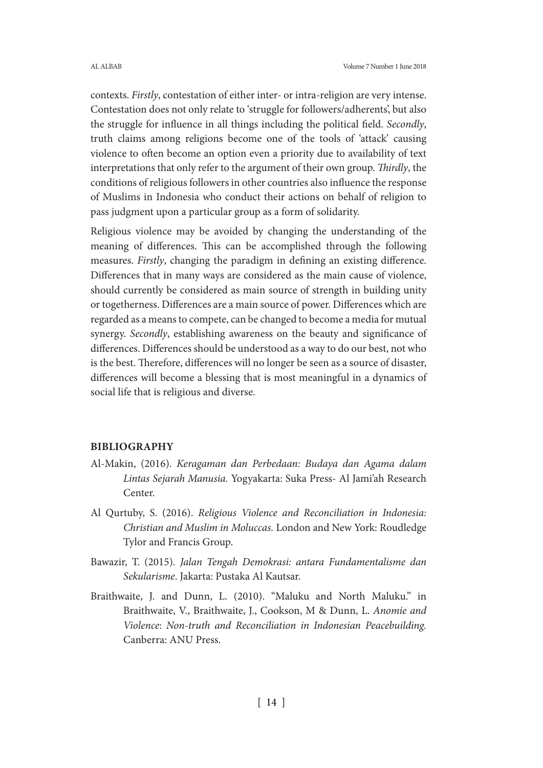contexts. *Firstly*, contestation of either inter- or intra-religion are very intense. Contestation does not only relate to 'struggle for followers/adherents', but also the struggle for influence in all things including the political field. *Secondly*, truth claims among religions become one of the tools of 'attack' causing violence to often become an option even a priority due to availability of text interpretations that only refer to the argument of their own group. *Thirdly*, the conditions of religious followers in other countries also influence the response of Muslims in Indonesia who conduct their actions on behalf of religion to pass judgment upon a particular group as a form of solidarity.

Religious violence may be avoided by changing the understanding of the meaning of differences. This can be accomplished through the following measures. *Firstly*, changing the paradigm in defining an existing difference. Differences that in many ways are considered as the main cause of violence, should currently be considered as main source of strength in building unity or togetherness. Differences are a main source of power. Differences which are regarded as a means to compete, can be changed to become a media for mutual synergy. *Secondly*, establishing awareness on the beauty and significance of differences. Differences should be understood as a way to do our best, not who is the best. Therefore, differences will no longer be seen as a source of disaster, differences will become a blessing that is most meaningful in a dynamics of social life that is religious and diverse.

## BIBLIOGRAPHY

Al-Makin, (2016). *Keragaman dan Perbedaan: Budaya dan Agama dalam Lintas Sejarah Manusia.* Yogyakarta: Suka Press- Al Jami'ah Research Center.

Al Qurtuby, S. (2016). *Religious Violence and Reconciliation in Indonesia: Christian and Muslim in Moluccas.* London and New York: Roudledge Tylor and Francis Group.

Bawazir, T. (2015). *Jalan Tengah Demokrasi: antara Fundamentalisme dan Sekularisme*. Jakarta: Pustaka Al Kautsar.

Braithwaite, J. and Dunn, L. (2010). "Maluku and North Maluku." in Braithwaite, V., Braithwaite, J., Cookson, M & Dunn, L. *Anomie and Violence*: *Non-truth and Reconciliation in Indonesian Peacebuilding.* Canberra: ANU Press.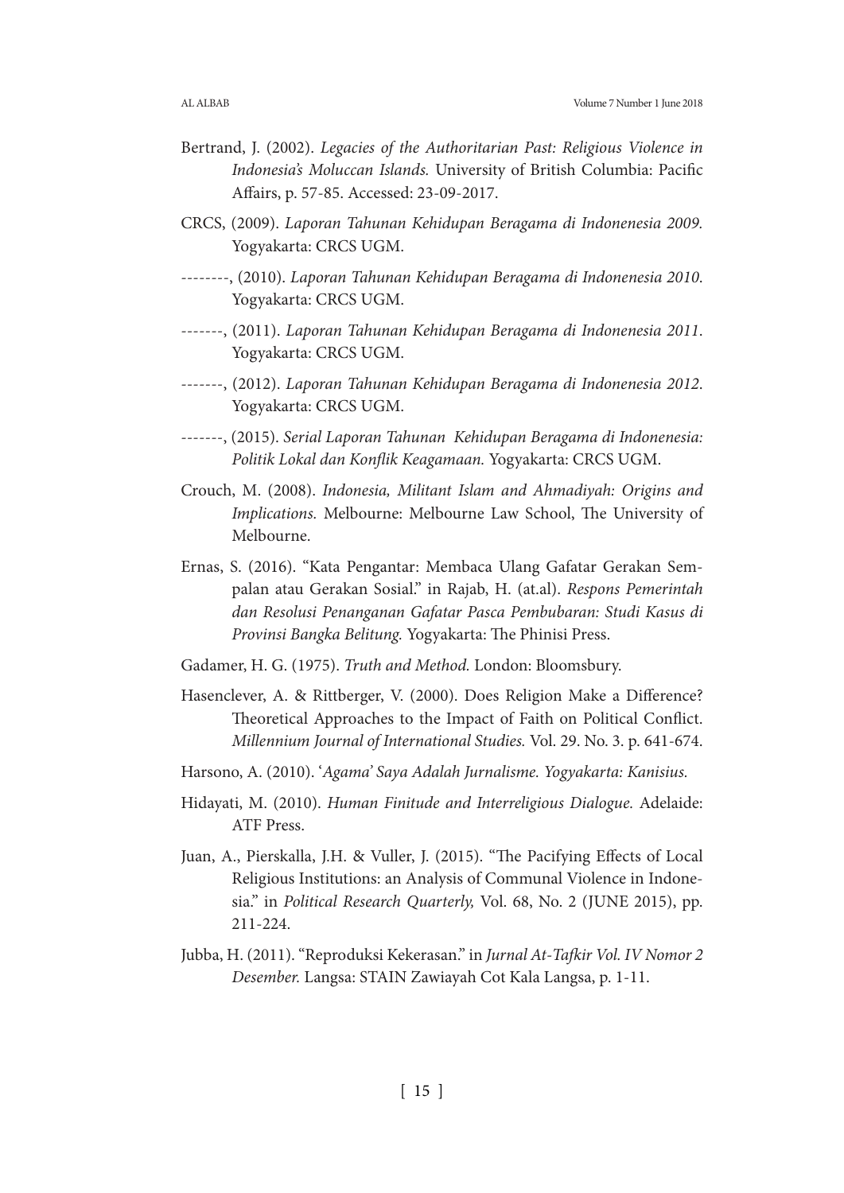Bertrand, J. (2002). *Legacies of the Authoritarian Past: Religious Violence in Indonesia's Moluccan Islands.* University of British Columbia: Pacific Affairs, p. 57-85. Accessed: 23-09-2017.

CRCS, (2009). *Laporan Tahunan Kehidupan Beragama di Indonenesia 2009.* Yogyakarta: CRCS UGM.

--------, (2010). *Laporan Tahunan Kehidupan Beragama di Indonenesia 2010.* Yogyakarta: CRCS UGM.

-------, (2011). *Laporan Tahunan Kehidupan Beragama di Indonenesia 2011.* Yogyakarta: CRCS UGM.

-------, (2012). *Laporan Tahunan Kehidupan Beragama di Indonenesia 2012.* Yogyakarta: CRCS UGM.

-------, (2015). *Serial Laporan Tahunan Kehidupan Beragama di Indonenesia: Politik Lokal dan Konflik Keagamaan.* Yogyakarta: CRCS UGM.

Crouch, M. (2008). *Indonesia, Militant Islam and Ahmadiyah: Origins and Implications.* Melbourne: Melbourne Law School, The University of Melbourne.

Ernas, S. (2016). "Kata Pengantar: Membaca Ulang Gafatar Gerakan Sempalan atau Gerakan Sosial." in Rajab, H. (at.al). *Respons Pemerintah dan Resolusi Penanganan Gafatar Pasca Pembubaran: Studi Kasus di Provinsi Bangka Belitung.* Yogyakarta: The Phinisi Press.

Gadamer, H. G. (1975). *Truth and Method.* London: Bloomsbury.

Hasenclever, A. & Rittberger, V. (2000). Does Religion Make a Difference? Theoretical Approaches to the Impact of Faith on Political Conflict. *Millennium Journal of International Studies.* Vol. 29. No. 3. p. 641-674.

Harsono, A. (2010). '*Agama' Saya Adalah Jurnalisme. Yogyakarta: Kanisius.*

Hidayati, M. (2010). *Human Finitude and Interreligious Dialogue.* Adelaide: ATF Press.

Juan, A., Pierskalla, J.H. & Vuller, J. (2015). "The Pacifying Effects of Local Religious Institutions: an Analysis of Communal Violence in Indonesia." in *Political Research Quarterly,* Vol. 68, No. 2 (JUNE 2015), pp. 211-224.

Jubba, H. (2011). "Reproduksi Kekerasan." in *Jurnal At-Tafkir Vol. IV Nomor 2 Desember.* Langsa: STAIN Zawiayah Cot Kala Langsa, p. 1-11.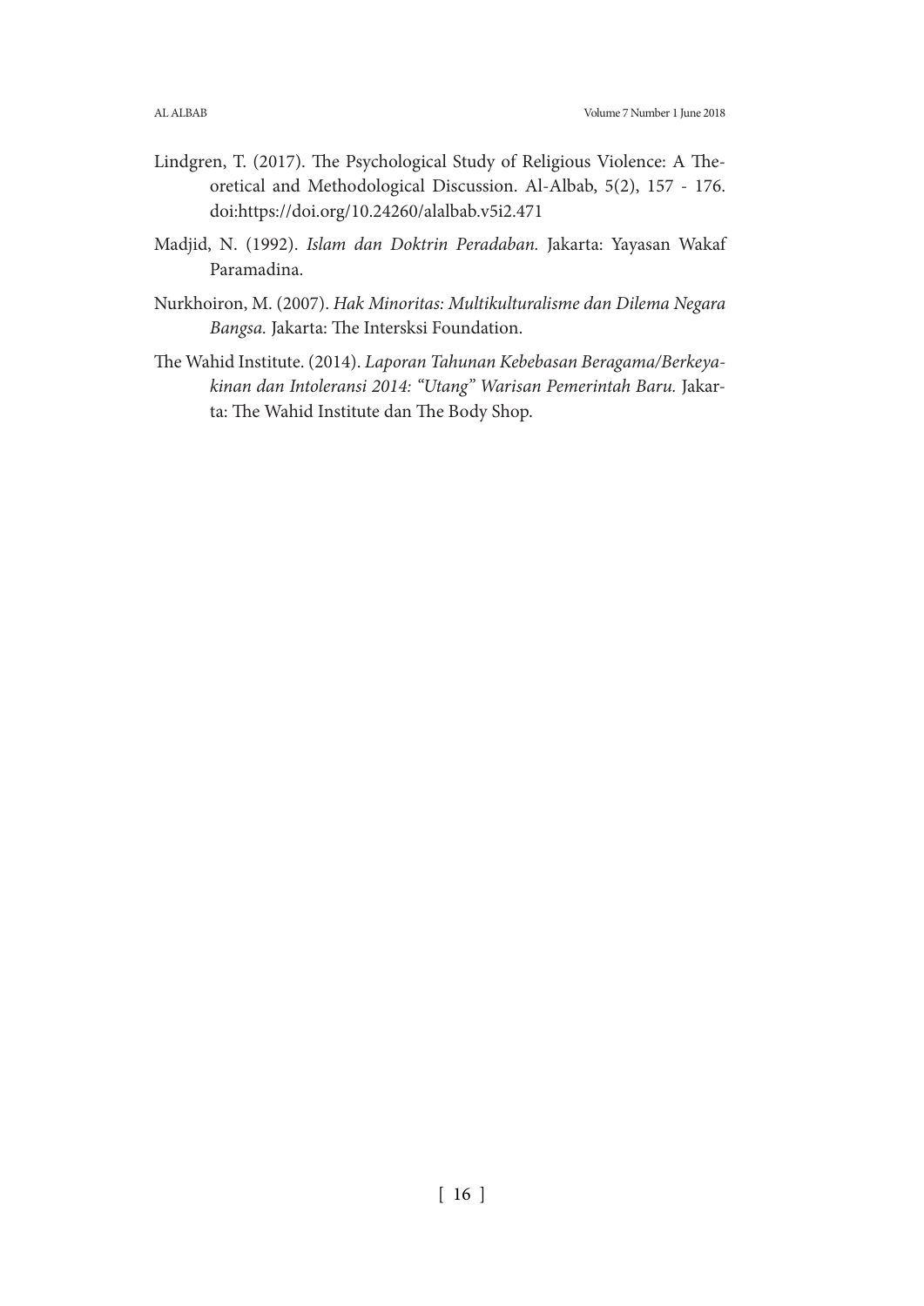Lindgren, T. (2017). The Psychological Study of Religious Violence: A Theoretical and Methodological Discussion. Al-Albab, 5(2), 157 - 176. doi:https://doi.org/10.24260/alalbab.v5i2.471

Madjid, N. (1992). *Islam dan Doktrin Peradaban.* Jakarta: Yayasan Wakaf Paramadina.

Nurkhoiron, M. (2007). *Hak Minoritas: Multikulturalisme dan Dilema Negara Bangsa.* Jakarta: The Intersksi Foundation.

The Wahid Institute. (2014). *Laporan Tahunan Kebebasan Beragama/Berkeyakinan dan Intoleransi 2014: "Utang" Warisan Pemerintah Baru.* Jakarta: The Wahid Institute dan The Body Shop.